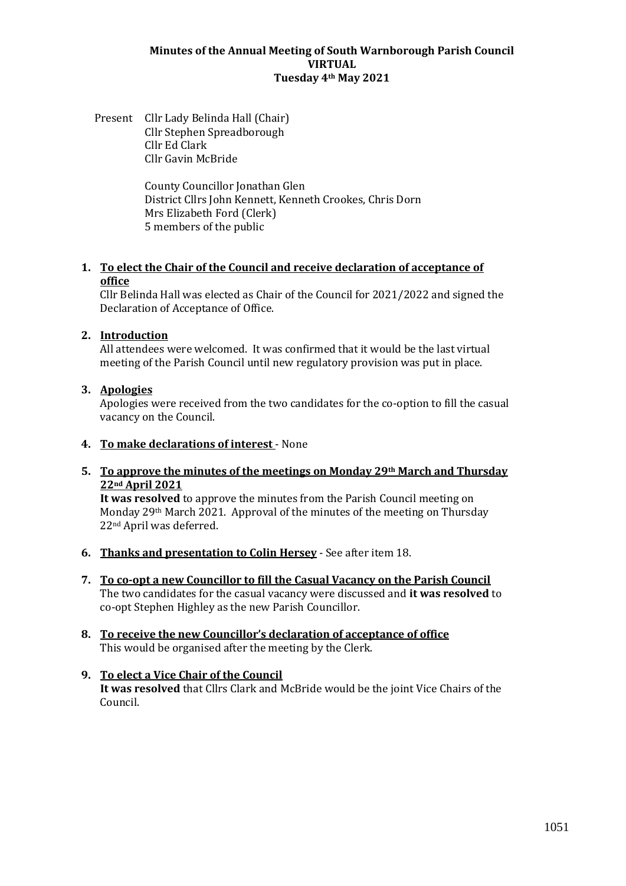# Minutes of the Annual Meeting of South Warnborough Parish Council
## VIRTUAL
## Tuesday 4th May 2021

Present Cllr Lady Belinda Hall (Chair)
Cllr Stephen Spreadborough
Cllr Ed Clark
Cllr Gavin McBride

County Councillor Jonathan Glen
District Cllrs John Kennett, Kenneth Crookes, Chris Dorn
Mrs Elizabeth Ford (Clerk)
5 members of the public

1. **To elect the Chair of the Council and receive declaration of acceptance of office**
   Cllr Belinda Hall was elected as Chair of the Council for 2021/2022 and signed the Declaration of Acceptance of Office.

2. **Introduction**
   All attendees were welcomed. It was confirmed that it would be the last virtual meeting of the Parish Council until new regulatory provision was put in place.

3. **Apologies**
   Apologies were received from the two candidates for the co-option to fill the casual vacancy on the Council.

4. **To make declarations of interest** - None

5. **To approve the minutes of the meetings on Monday 29th March and Thursday 22nd April 2021**
   **It was resolved** to approve the minutes from the Parish Council meeting on Monday 29th March 2021. Approval of the minutes of the meeting on Thursday 22nd April was deferred.

6. **Thanks and presentation to Colin Hersey** - See after item 18.

7. **To co-opt a new Councillor to fill the Casual Vacancy on the Parish Council**
   The two candidates for the casual vacancy were discussed and **it was resolved** to co-opt Stephen Highley as the new Parish Councillor.

8. **To receive the new Councillor's declaration of acceptance of office**
   This would be organised after the meeting by the Clerk.

9. **To elect a Vice Chair of the Council**
   **It was resolved** that Cllrs Clark and McBride would be the joint Vice Chairs of the Council.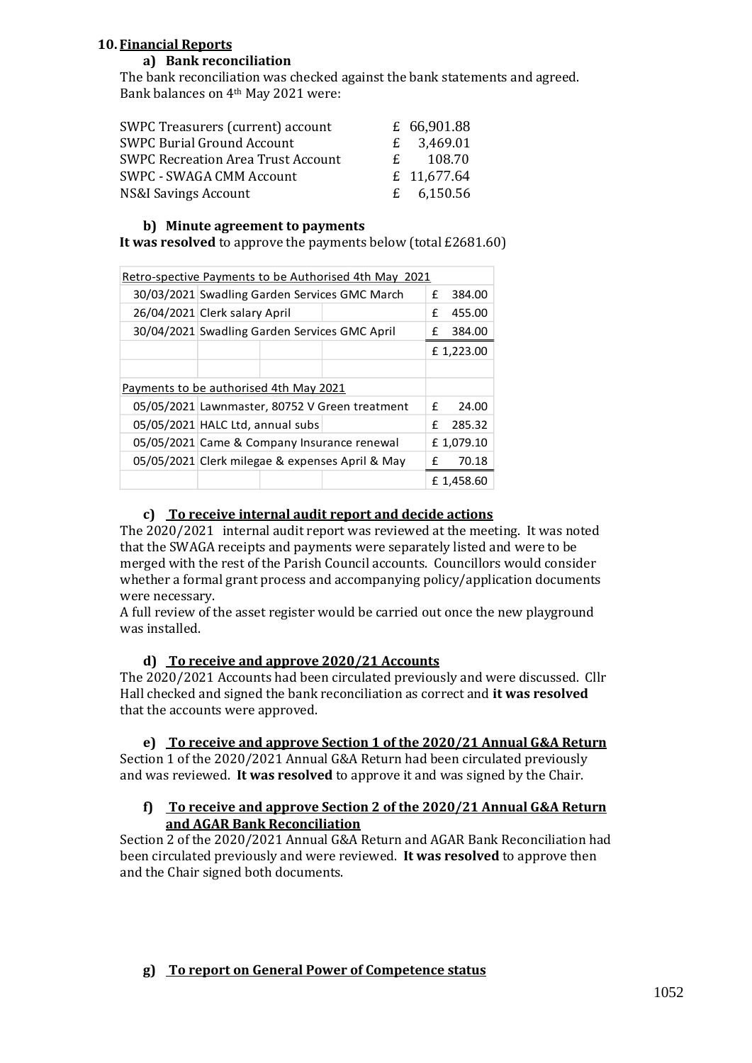## 10. Financial Reports

### a) Bank reconciliation

The bank reconciliation was checked against the bank statements and agreed.
Bank balances on 4th May 2021 were:

| | |
|---|---|
| SWPC Treasurers (current) account | £ 66,901.88 |
| SWPC Burial Ground Account | £ 3,469.01 |
| SWPC Recreation Area Trust Account | £ 108.70 |
| SWPC - SWAGA CMM Account | £ 11,677.64 |
| NS&I Savings Account | £ 6,150.56 |

### b) Minute agreement to payments

**It was resolved** to approve the payments below (total £2681.60)

| Retro-spective Payments to be Authorised 4th May 2021 | | |
|---|---|---|
| 30/03/2021 | Swadling Garden Services GMC March | £ 384.00 |
| 26/04/2021 | Clerk salary April | £ 455.00 |
| 30/04/2021 | Swadling Garden Services GMC April | £ 384.00 |
| | | £ 1,223.00 |
| | | |
| Payments to be authorised 4th May 2021 | | |
| 05/05/2021 | Lawnmaster, 80752 V Green treatment | £ 24.00 |
| 05/05/2021 | HALC Ltd, annual subs | £ 285.32 |
| 05/05/2021 | Came & Company Insurance renewal | £ 1,079.10 |
| 05/05/2021 | Clerk milegae & expenses April & May | £ 70.18 |
| | | £ 1,458.60 |

### c) To receive internal audit report and decide actions

The 2020/2021 internal audit report was reviewed at the meeting. It was noted that the SWAGA receipts and payments were separately listed and were to be merged with the rest of the Parish Council accounts. Councillors would consider whether a formal grant process and accompanying policy/application documents were necessary.
A full review of the asset register would be carried out once the new playground was installed.

### d) To receive and approve 2020/21 Accounts

The 2020/2021 Accounts had been circulated previously and were discussed. Cllr Hall checked and signed the bank reconciliation as correct and **it was resolved** that the accounts were approved.

### e) To receive and approve Section 1 of the 2020/21 Annual G&A Return

Section 1 of the 2020/2021 Annual G&A Return had been circulated previously and was reviewed. **It was resolved** to approve it and was signed by the Chair.

### f) To receive and approve Section 2 of the 2020/21 Annual G&A Return and AGAR Bank Reconciliation

Section 2 of the 2020/2021 Annual G&A Return and AGAR Bank Reconciliation had been circulated previously and were reviewed. **It was resolved** to approve then and the Chair signed both documents.

### g) To report on General Power of Competence status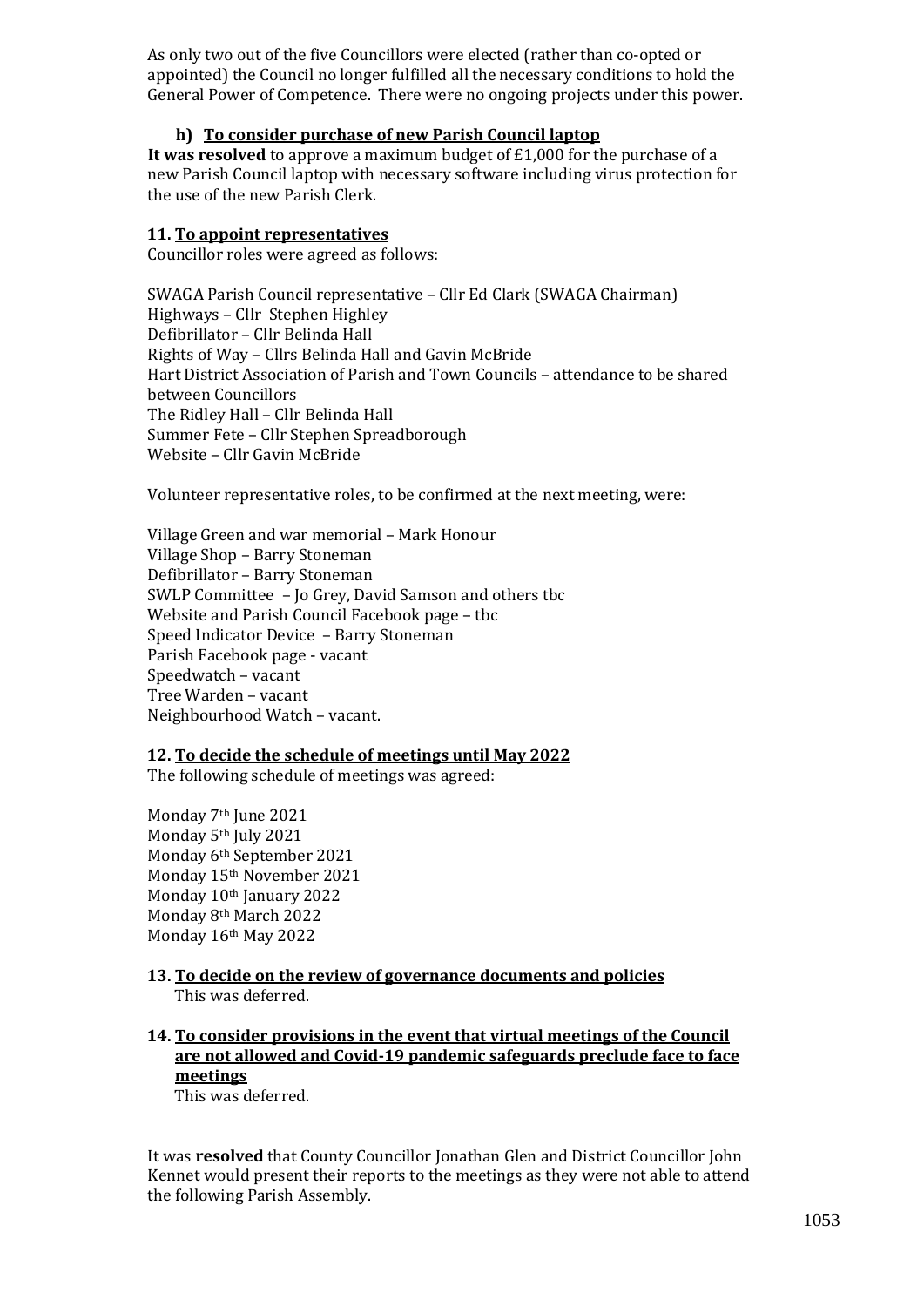As only two out of the five Councillors were elected (rather than co-opted or appointed) the Council no longer fulfilled all the necessary conditions to hold the General Power of Competence. There were no ongoing projects under this power.

**h) To consider purchase of new Parish Council laptop**

**It was resolved** to approve a maximum budget of £1,000 for the purchase of a new Parish Council laptop with necessary software including virus protection for the use of the new Parish Clerk.

**11. To appoint representatives**

Councillor roles were agreed as follows:

SWAGA Parish Council representative – Cllr Ed Clark (SWAGA Chairman)
Highways – Cllr Stephen Highley
Defibrillator – Cllr Belinda Hall
Rights of Way – Cllrs Belinda Hall and Gavin McBride
Hart District Association of Parish and Town Councils – attendance to be shared between Councillors
The Ridley Hall – Cllr Belinda Hall
Summer Fete – Cllr Stephen Spreadborough
Website – Cllr Gavin McBride

Volunteer representative roles, to be confirmed at the next meeting, were:

Village Green and war memorial – Mark Honour
Village Shop – Barry Stoneman
Defibrillator – Barry Stoneman
SWLP Committee – Jo Grey, David Samson and others tbc
Website and Parish Council Facebook page – tbc
Speed Indicator Device – Barry Stoneman
Parish Facebook page - vacant
Speedwatch – vacant
Tree Warden – vacant
Neighbourhood Watch – vacant.

**12. To decide the schedule of meetings until May 2022**

The following schedule of meetings was agreed:

Monday 7th June 2021
Monday 5th July 2021
Monday 6th September 2021
Monday 15th November 2021
Monday 10th January 2022
Monday 8th March 2022
Monday 16th May 2022

**13. To decide on the review of governance documents and policies**

This was deferred.

**14. To consider provisions in the event that virtual meetings of the Council are not allowed and Covid-19 pandemic safeguards preclude face to face meetings**

This was deferred.

It was **resolved** that County Councillor Jonathan Glen and District Councillor John Kennet would present their reports to the meetings as they were not able to attend the following Parish Assembly.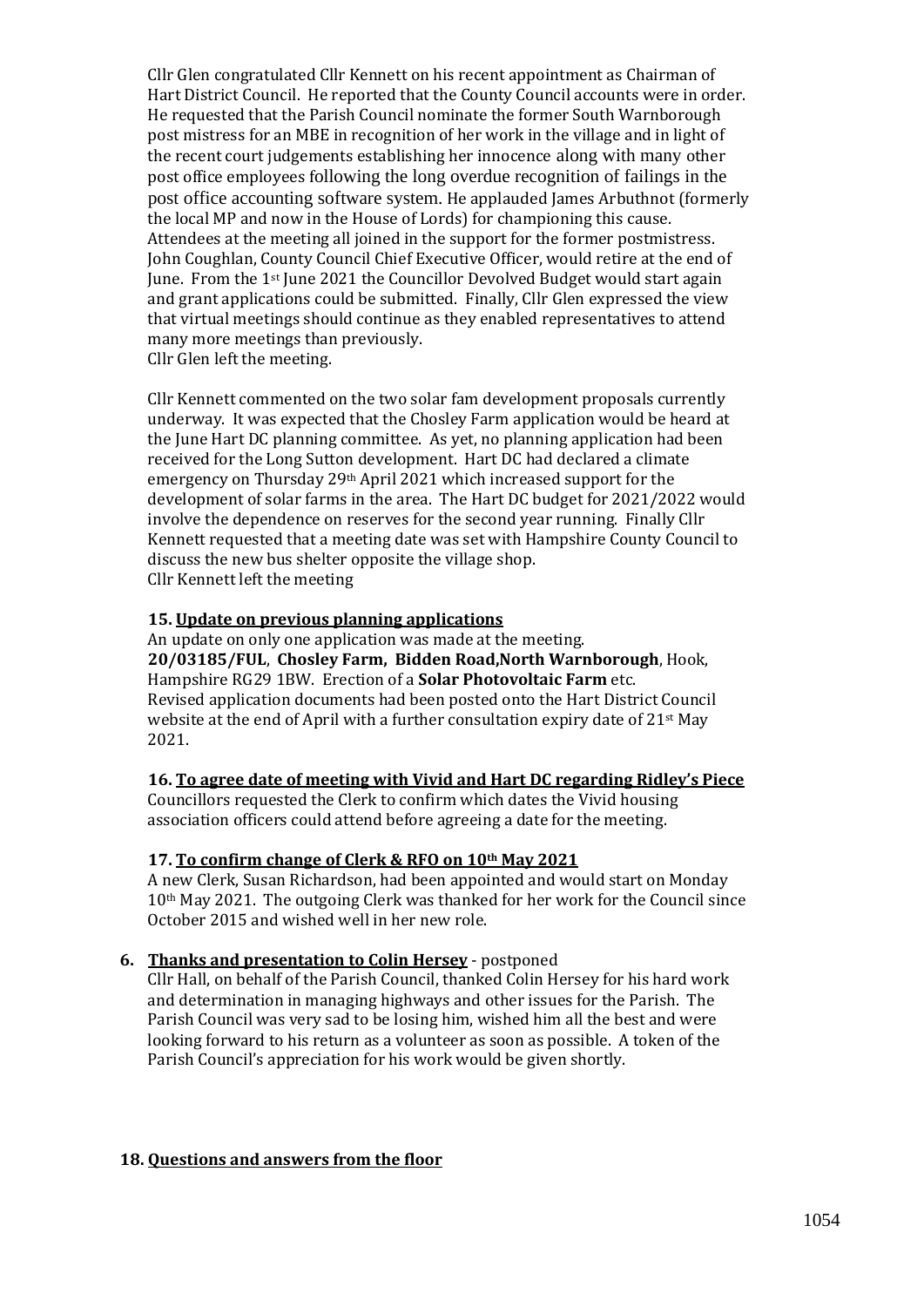Cllr Glen congratulated Cllr Kennett on his recent appointment as Chairman of Hart District Council. He reported that the County Council accounts were in order. He requested that the Parish Council nominate the former South Warnborough post mistress for an MBE in recognition of her work in the village and in light of the recent court judgements establishing her innocence along with many other post office employees following the long overdue recognition of failings in the post office accounting software system. He applauded James Arbuthnot (formerly the local MP and now in the House of Lords) for championing this cause. Attendees at the meeting all joined in the support for the former postmistress. John Coughlan, County Council Chief Executive Officer, would retire at the end of June. From the 1st June 2021 the Councillor Devolved Budget would start again and grant applications could be submitted. Finally, Cllr Glen expressed the view that virtual meetings should continue as they enabled representatives to attend many more meetings than previously.
Cllr Glen left the meeting.

Cllr Kennett commented on the two solar fam development proposals currently underway. It was expected that the Chosley Farm application would be heard at the June Hart DC planning committee. As yet, no planning application had been received for the Long Sutton development. Hart DC had declared a climate emergency on Thursday 29th April 2021 which increased support for the development of solar farms in the area. The Hart DC budget for 2021/2022 would involve the dependence on reserves for the second year running. Finally Cllr Kennett requested that a meeting date was set with Hampshire County Council to discuss the new bus shelter opposite the village shop.
Cllr Kennett left the meeting

**15. Update on previous planning applications**

An update on only one application was made at the meeting.
**20/03185/FUL**, **Chosley Farm, Bidden Road,North Warnborough**, Hook, Hampshire RG29 1BW. Erection of a **Solar Photovoltaic Farm** etc.
Revised application documents had been posted onto the Hart District Council website at the end of April with a further consultation expiry date of 21st May 2021.

**16. To agree date of meeting with Vivid and Hart DC regarding Ridley's Piece**

Councillors requested the Clerk to confirm which dates the Vivid housing association officers could attend before agreeing a date for the meeting.

**17. To confirm change of Clerk & RFO on 10th May 2021**

A new Clerk, Susan Richardson, had been appointed and would start on Monday 10th May 2021. The outgoing Clerk was thanked for her work for the Council since October 2015 and wished well in her new role.

**6. Thanks and presentation to Colin Hersey** - postponed

Cllr Hall, on behalf of the Parish Council, thanked Colin Hersey for his hard work and determination in managing highways and other issues for the Parish. The Parish Council was very sad to be losing him, wished him all the best and were looking forward to his return as a volunteer as soon as possible. A token of the Parish Council's appreciation for his work would be given shortly.

**18. Questions and answers from the floor**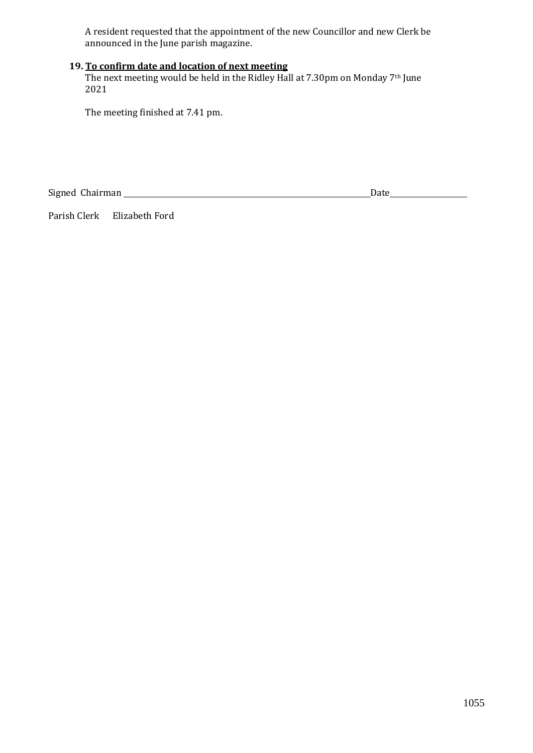A resident requested that the appointment of the new Councillor and new Clerk be announced in the June parish magazine.

**19. To confirm date and location of next meeting**

The next meeting would be held in the Ridley Hall at 7.30pm on Monday 7th June 2021

The meeting finished at 7.41 pm.

Signed Chairman ______________________________ Date ______________

Parish Clerk Elizabeth Ford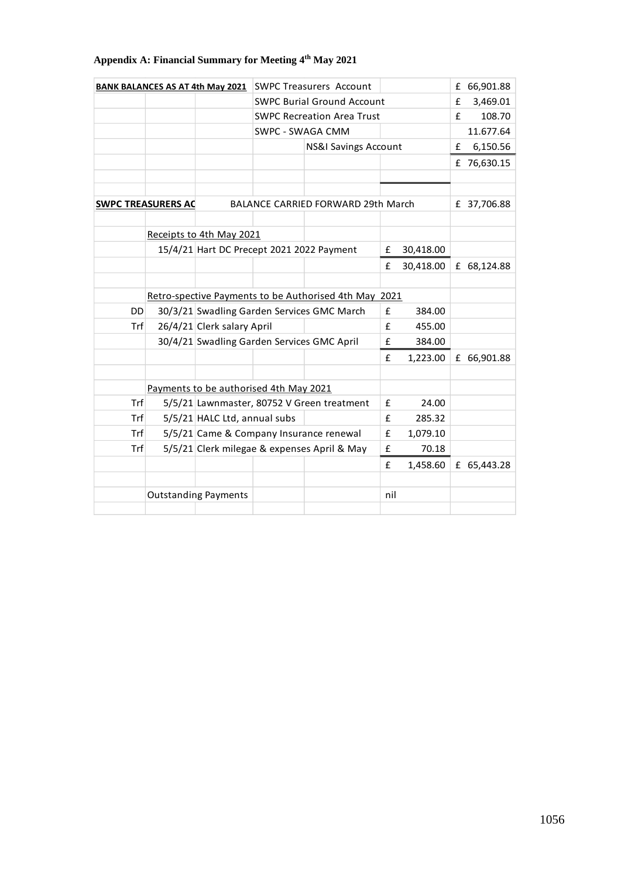## Appendix A: Financial Summary for Meeting 4th May 2021

| | | | | | | |
|---|---|---|---|---|---|---|
| **BANK BALANCES AS AT 4th May 2021** | | | SWPC Treasurers Account | | | £ 66,901.88 |
| | | | SWPC Burial Ground Account | | | £ 3,469.01 |
| | | | SWPC Recreation Area Trust | | | £ 108.70 |
| | | | SWPC - SWAGA CMM | | | 11.677.64 |
| | | | | NS&I Savings Account | | £ 6,150.56 |
| | | | | | | £ 76,630.15 |
| | | | | | | |
| | | | | | | |
| **SWPC TREASURERS AC** | | BALANCE CARRIED FORWARD 29th March | | | | £ 37,706.88 |
| | | | | | | |
| | Receipts to 4th May 2021 | | | | | |
| | 15/4/21 | Hart DC Precept 2021 2022 Payment | | | £ 30,418.00 | |
| | | | | | £ 30,418.00 | £ 68,124.88 |
| | | | | | | |
| | Retro-spective Payments to be Authorised 4th May 2021 | | | | | |
| DD | 30/3/21 | Swadling Garden Services GMC March | | | £ 384.00 | |
| Trf | 26/4/21 | Clerk salary April | | | £ 455.00 | |
| | 30/4/21 | Swadling Garden Services GMC April | | | £ 384.00 | |
| | | | | | £ 1,223.00 | £ 66,901.88 |
| | | | | | | |
| | Payments to be authorised 4th May 2021 | | | | | |
| Trf | 5/5/21 | Lawnmaster, 80752 V Green treatment | | | £ 24.00 | |
| Trf | 5/5/21 | HALC Ltd, annual subs | | | £ 285.32 | |
| Trf | 5/5/21 | Came & Company Insurance renewal | | | £ 1,079.10 | |
| Trf | 5/5/21 | Clerk milegae & expenses April & May | | | £ 70.18 | |
| | | | | | £ 1,458.60 | £ 65,443.28 |
| | | | | | | |
| | Outstanding Payments | | | | nil | |
| | | | | | | |